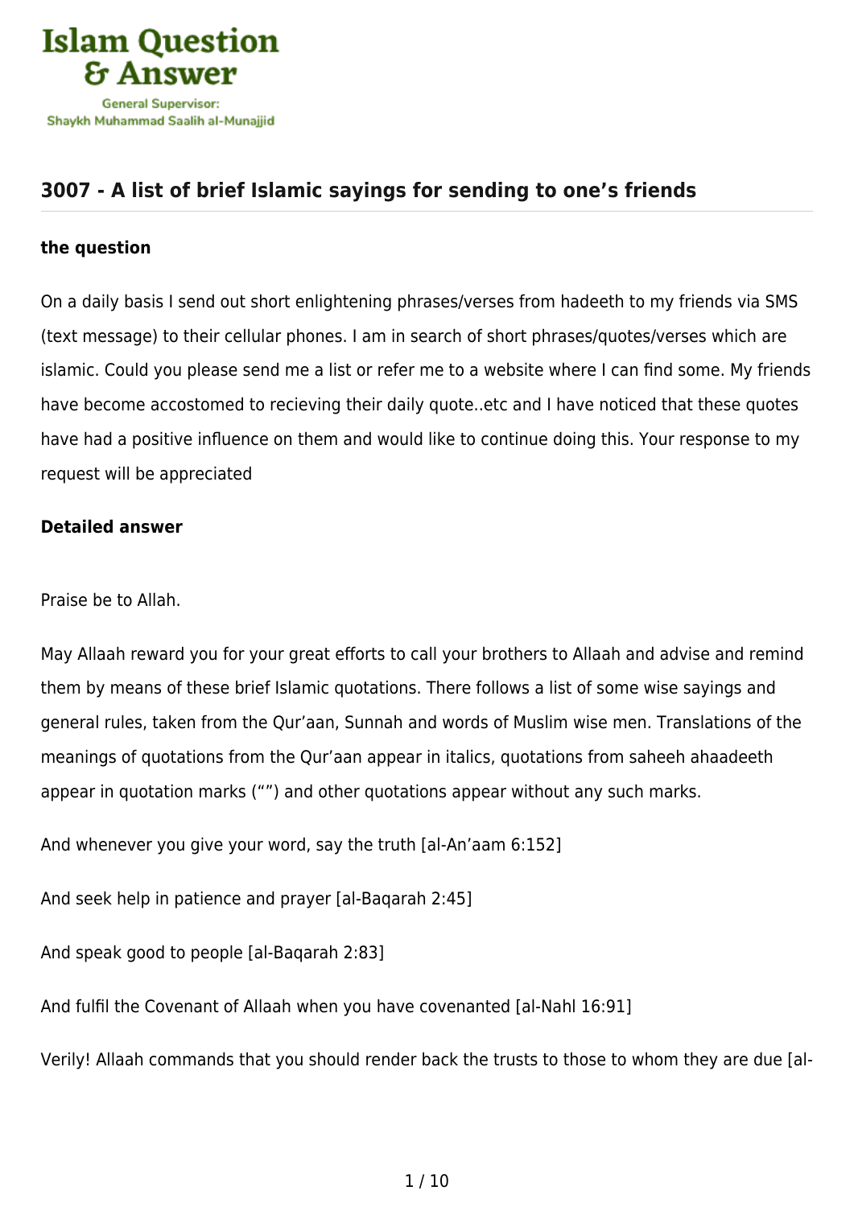# 3007 - A list of brief Islamic sayings for sending to one's friends

### the question

On a daily basis I send out short enlightening phrases/verses from hadeeth to my friends via SMS (text message) to their cellular phones. I am in search of short phrases/quotes/verses which are islamic. Could you please send me a list or refer me to a website where I can find some. My friends have become accostomed to recieving their daily quote..etc and I have noticed that these quotes have had a positive influence on them and would like to continue doing this. Your response to my request will be appreciated

### Detailed answer

Praise be to Allah.

May Allaah reward you for your great efforts to call your brothers to Allaah and advise and remind them by means of these brief Islamic quotations. There follows a list of some wise sayings and general rules, taken from the Qur'aan, Sunnah and words of Muslim wise men. Translations of the meanings of quotations from the Qur'aan appear in italics, quotations from saheeh ahaadeeth appear in quotation marks ("") and other quotations appear without any such marks.

And whenever you give your word, say the truth [al-An'aam 6:152]

And seek help in patience and prayer [al-Baqarah 2:45]

And speak good to people [al-Baqarah 2:83]

And fulfil the Covenant of Allaah when you have covenanted [al-Nahl 16:91]

Verily! Allaah commands that you should render back the trusts to those to whom they are due [al-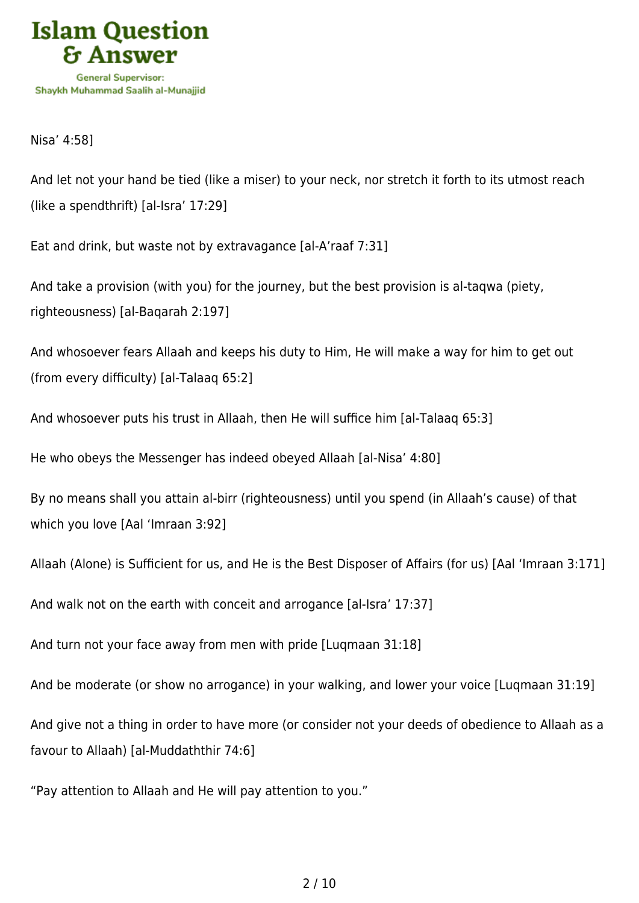Nisa' 4:58]

And let not your hand be tied (like a miser) to your neck, nor stretch it forth to its utmost reach (like a spendthrift) [al-Isra' 17:29]

Eat and drink, but waste not by extravagance [al-A'raaf 7:31]

And take a provision (with you) for the journey, but the best provision is al-taqwa (piety, righteousness) [al-Baqarah 2:197]

And whosoever fears Allaah and keeps his duty to Him, He will make a way for him to get out (from every difficulty) [al-Talaaq 65:2]

And whosoever puts his trust in Allaah, then He will suffice him [al-Talaaq 65:3]

He who obeys the Messenger has indeed obeyed Allaah [al-Nisa' 4:80]

By no means shall you attain al-birr (righteousness) until you spend (in Allaah's cause) of that which you love [Aal 'Imraan 3:92]

Allaah (Alone) is Sufficient for us, and He is the Best Disposer of Affairs (for us) [Aal 'Imraan 3:171]

And walk not on the earth with conceit and arrogance [al-Isra' 17:37]

And turn not your face away from men with pride [Luqmaan 31:18]

And be moderate (or show no arrogance) in your walking, and lower your voice [Luqmaan 31:19]

And give not a thing in order to have more (or consider not your deeds of obedience to Allaah as a favour to Allaah) [al-Muddaththir 74:6]

"Pay attention to Allaah and He will pay attention to you."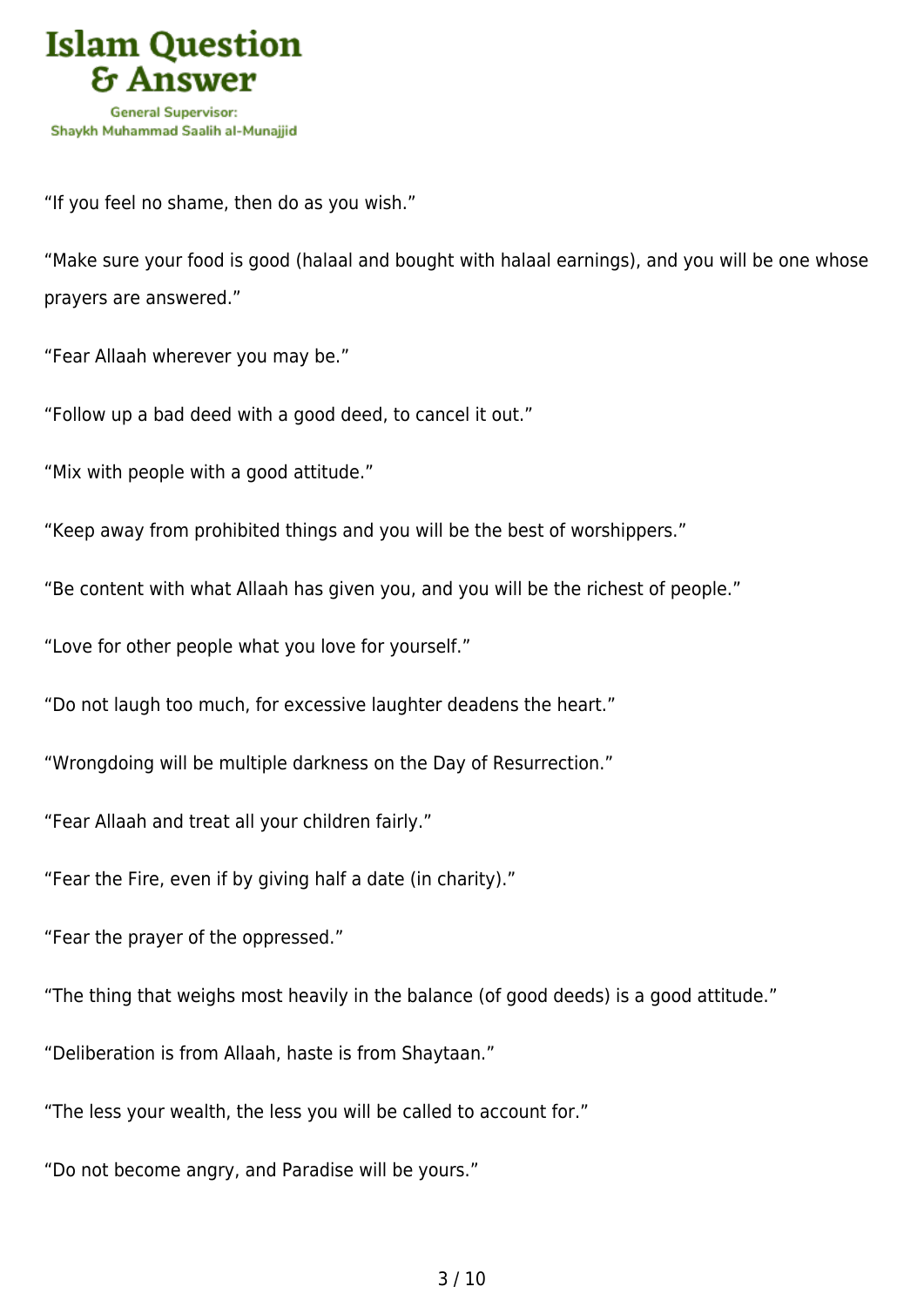"If you feel no shame, then do as you wish."

"Make sure your food is good (halaal and bought with halaal earnings), and you will be one whose prayers are answered."

"Fear Allaah wherever you may be."

"Follow up a bad deed with a good deed, to cancel it out."

"Mix with people with a good attitude."

"Keep away from prohibited things and you will be the best of worshippers."

"Be content with what Allaah has given you, and you will be the richest of people."

"Love for other people what you love for yourself."

"Do not laugh too much, for excessive laughter deadens the heart."

"Wrongdoing will be multiple darkness on the Day of Resurrection."

"Fear Allaah and treat all your children fairly."

"Fear the Fire, even if by giving half a date (in charity)."

"Fear the prayer of the oppressed."

"The thing that weighs most heavily in the balance (of good deeds) is a good attitude."

"Deliberation is from Allaah, haste is from Shaytaan."

"The less your wealth, the less you will be called to account for."

"Do not become angry, and Paradise will be yours."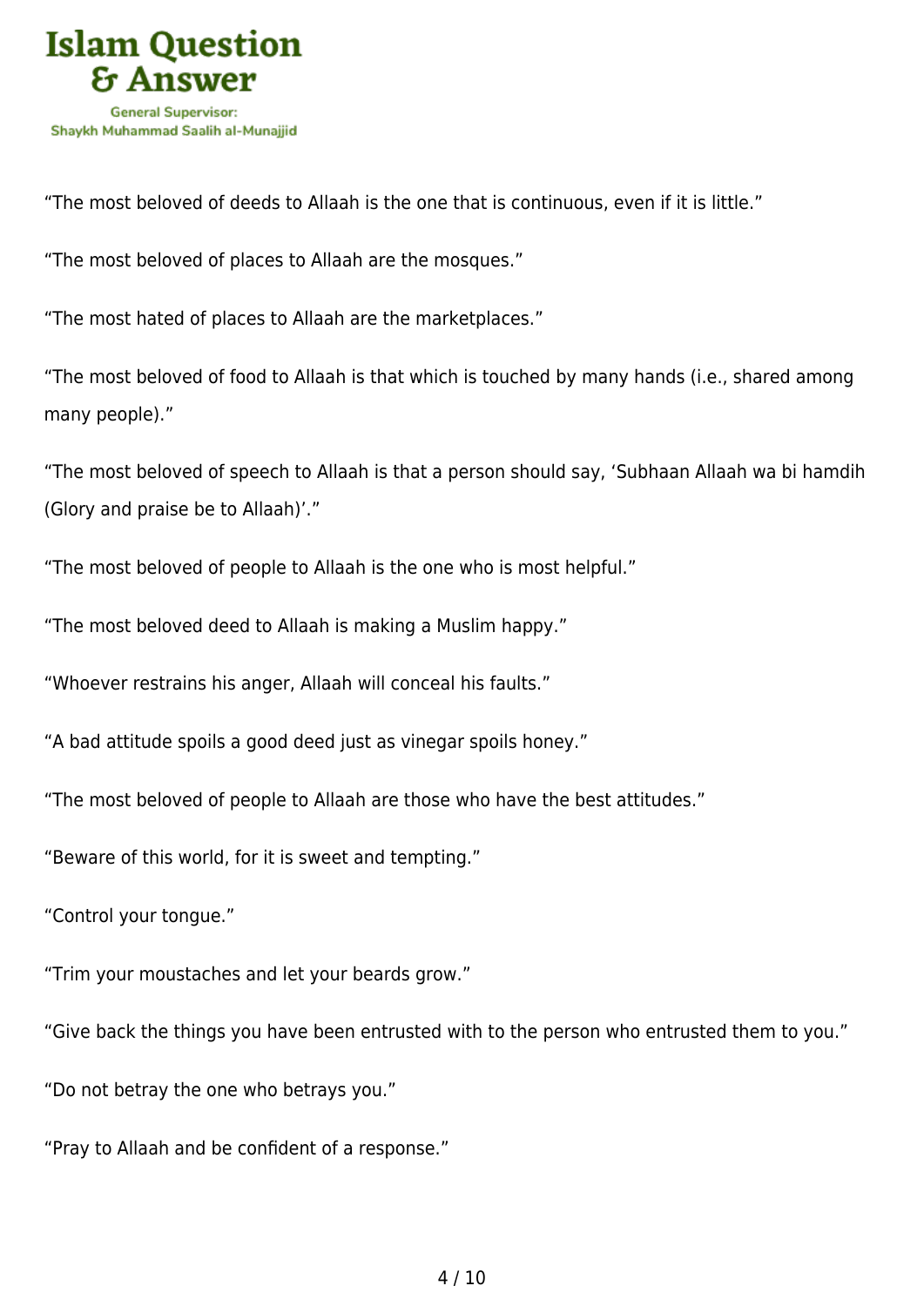"The most beloved of deeds to Allaah is the one that is continuous, even if it is little."

"The most beloved of places to Allaah are the mosques."

"The most hated of places to Allaah are the marketplaces."

"The most beloved of food to Allaah is that which is touched by many hands (i.e., shared among many people)."

"The most beloved of speech to Allaah is that a person should say, 'Subhaan Allaah wa bi hamdih (Glory and praise be to Allaah)'."

"The most beloved of people to Allaah is the one who is most helpful."

"The most beloved deed to Allaah is making a Muslim happy."

"Whoever restrains his anger, Allaah will conceal his faults."

"A bad attitude spoils a good deed just as vinegar spoils honey."

"The most beloved of people to Allaah are those who have the best attitudes."

"Beware of this world, for it is sweet and tempting."

"Control your tongue."

"Trim your moustaches and let your beards grow."

"Give back the things you have been entrusted with to the person who entrusted them to you."

"Do not betray the one who betrays you."

"Pray to Allaah and be confident of a response."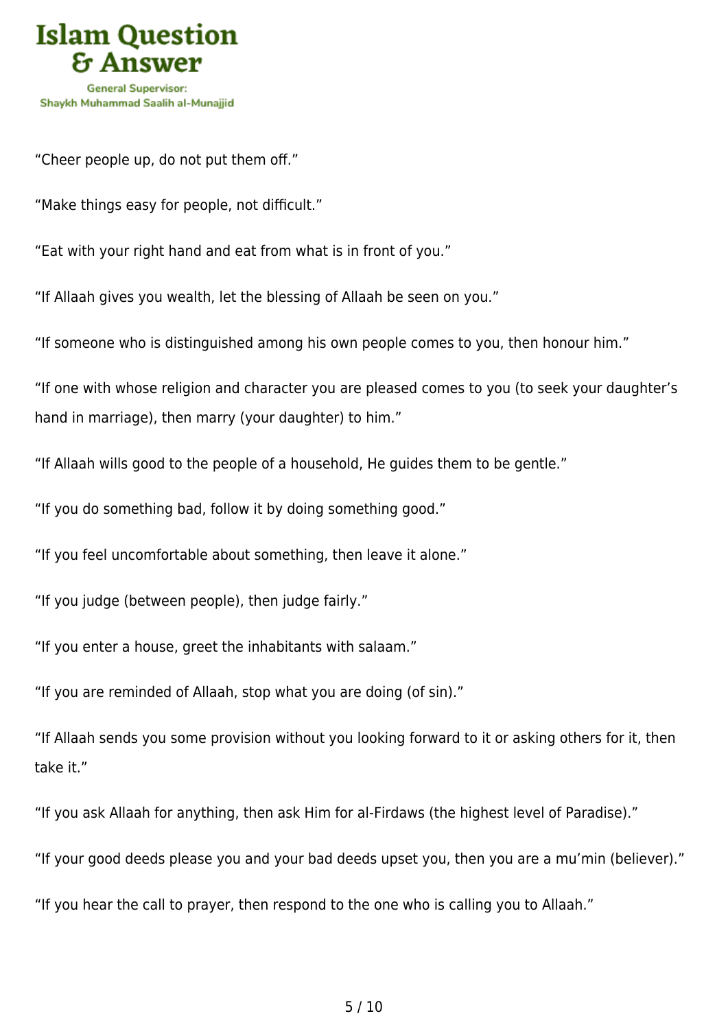"Cheer people up, do not put them off."

"Make things easy for people, not difficult."

"Eat with your right hand and eat from what is in front of you."

"If Allaah gives you wealth, let the blessing of Allaah be seen on you."

"If someone who is distinguished among his own people comes to you, then honour him."

"If one with whose religion and character you are pleased comes to you (to seek your daughter's hand in marriage), then marry (your daughter) to him."

"If Allaah wills good to the people of a household, He guides them to be gentle."

"If you do something bad, follow it by doing something good."

"If you feel uncomfortable about something, then leave it alone."

"If you judge (between people), then judge fairly."

"If you enter a house, greet the inhabitants with salaam."

"If you are reminded of Allaah, stop what you are doing (of sin)."

"If Allaah sends you some provision without you looking forward to it or asking others for it, then take it."

"If you ask Allaah for anything, then ask Him for al-Firdaws (the highest level of Paradise)."

"If your good deeds please you and your bad deeds upset you, then you are a mu'min (believer)."

"If you hear the call to prayer, then respond to the one who is calling you to Allaah."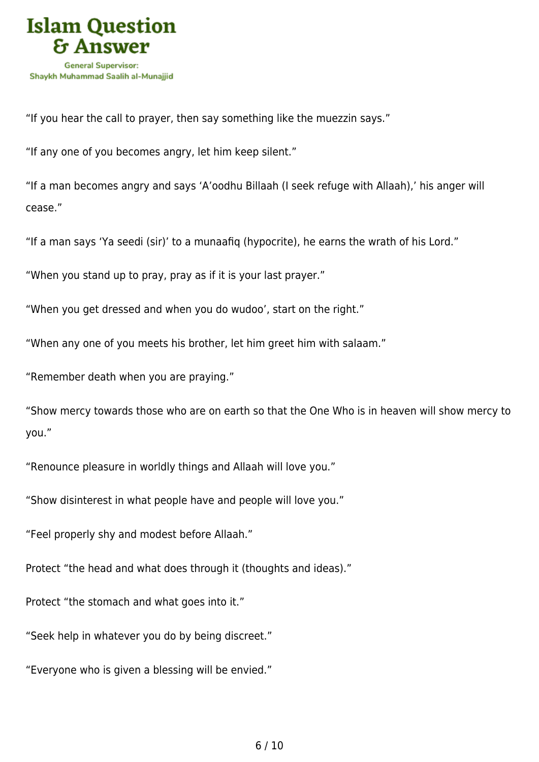“If you hear the call to prayer, then say something like the muezzin says.”

“If any one of you becomes angry, let him keep silent.”

“If a man becomes angry and says ‘A’oodhu Billaah (I seek refuge with Allaah),’ his anger will cease.”

“If a man says ‘Ya seedi (sir)’ to a munaafiq (hypocrite), he earns the wrath of his Lord.”

“When you stand up to pray, pray as if it is your last prayer.”

“When you get dressed and when you do wudoo’, start on the right.”

“When any one of you meets his brother, let him greet him with salaam.”

“Remember death when you are praying.”

“Show mercy towards those who are on earth so that the One Who is in heaven will show mercy to you.”

“Renounce pleasure in worldly things and Allaah will love you.”

“Show disinterest in what people have and people will love you.”

“Feel properly shy and modest before Allaah.”

Protect “the head and what does through it (thoughts and ideas).”

Protect “the stomach and what goes into it.”

“Seek help in whatever you do by being discreet.”

“Everyone who is given a blessing will be envied.”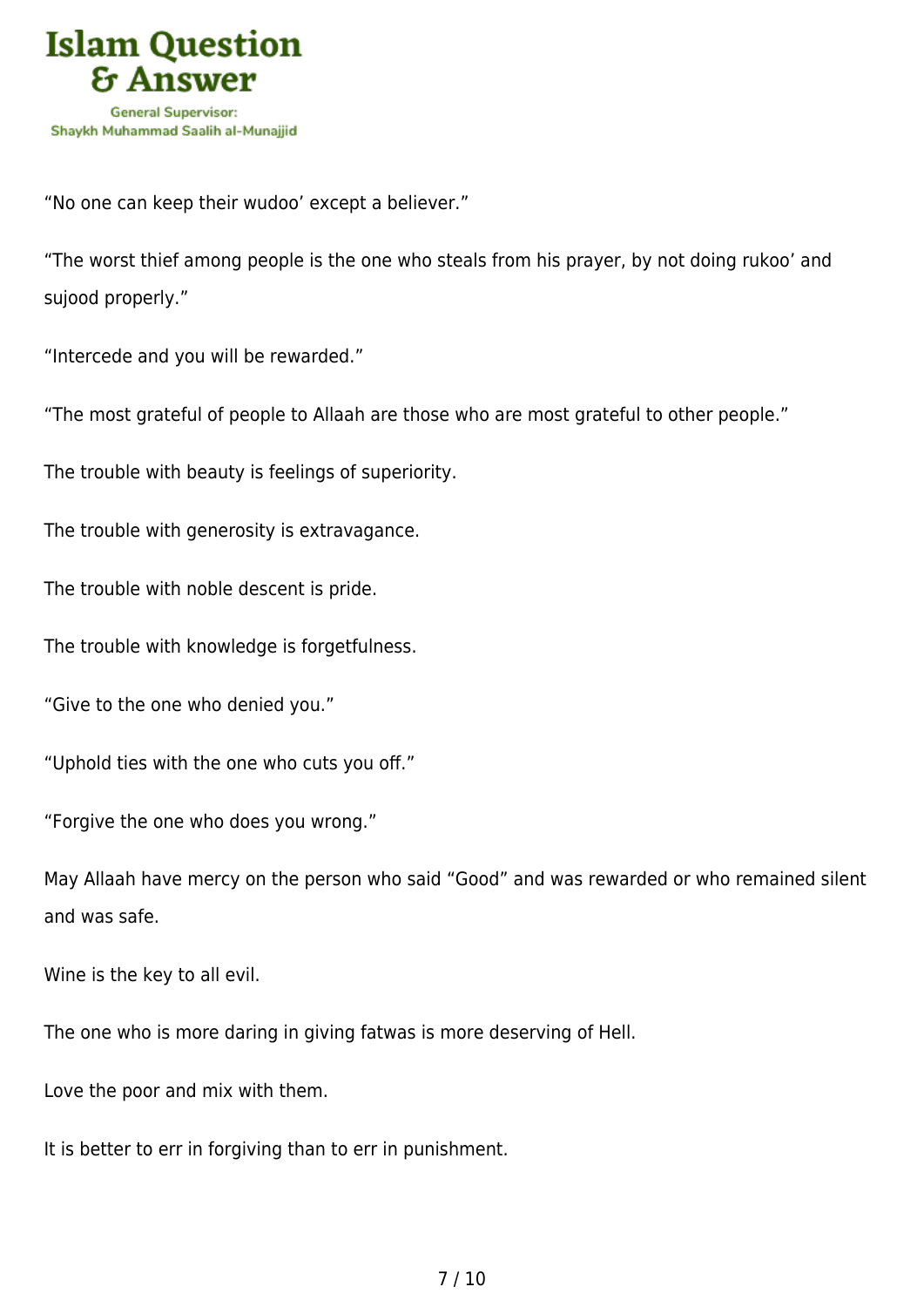“No one can keep their wudoo’ except a believer.”

“The worst thief among people is the one who steals from his prayer, by not doing rukoo’ and sujood properly.”

“Intercede and you will be rewarded.”

“The most grateful of people to Allaah are those who are most grateful to other people.”

The trouble with beauty is feelings of superiority.

The trouble with generosity is extravagance.

The trouble with noble descent is pride.

The trouble with knowledge is forgetfulness.

“Give to the one who denied you.”

“Uphold ties with the one who cuts you off.”

“Forgive the one who does you wrong.”

May Allaah have mercy on the person who said “Good” and was rewarded or who remained silent and was safe.

Wine is the key to all evil.

The one who is more daring in giving fatwas is more deserving of Hell.

Love the poor and mix with them.

It is better to err in forgiving than to err in punishment.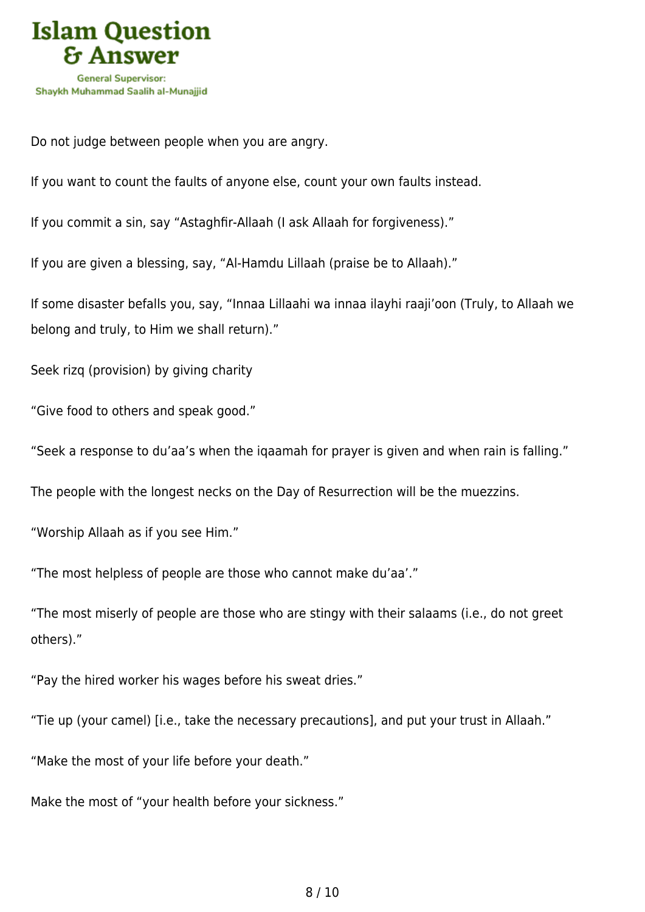Do not judge between people when you are angry.

If you want to count the faults of anyone else, count your own faults instead.

If you commit a sin, say “Astaghfir-Allaah (I ask Allaah for forgiveness).”

If you are given a blessing, say, “Al-Hamdu Lillaah (praise be to Allaah).”

If some disaster befalls you, say, “Innaa Lillaahi wa innaa ilayhi raaji’oon (Truly, to Allaah we belong and truly, to Him we shall return).”

Seek rizq (provision) by giving charity

“Give food to others and speak good.”

“Seek a response to du’aa’s when the iqaamah for prayer is given and when rain is falling.”

The people with the longest necks on the Day of Resurrection will be the muezzins.

“Worship Allaah as if you see Him.”

“The most helpless of people are those who cannot make du’aa’.”

“The most miserly of people are those who are stingy with their salaams (i.e., do not greet others).”

“Pay the hired worker his wages before his sweat dries.”

“Tie up (your camel) [i.e., take the necessary precautions], and put your trust in Allaah.”

“Make the most of your life before your death.”

Make the most of “your health before your sickness.”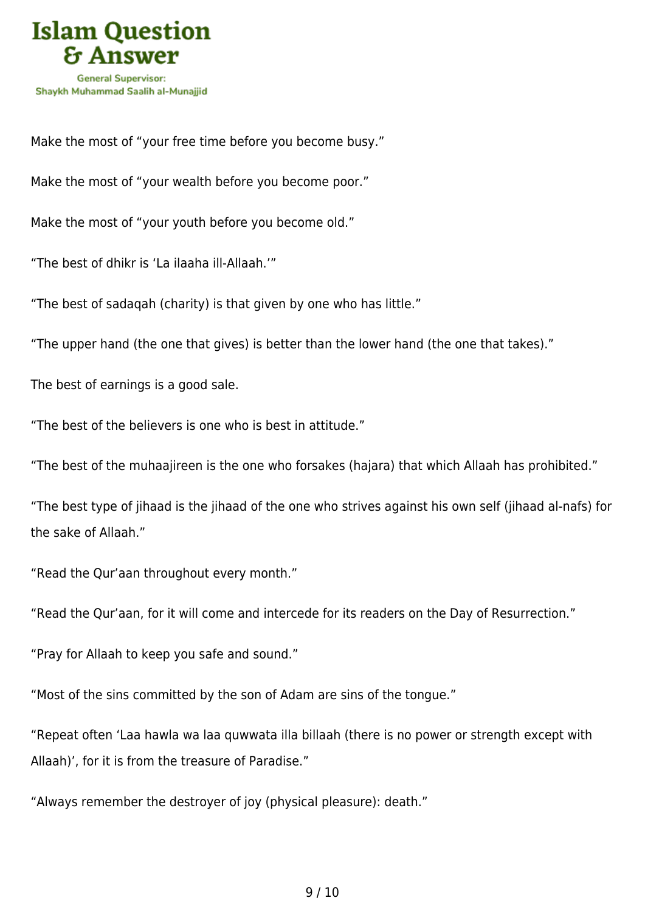Make the most of “your free time before you become busy.”

Make the most of “your wealth before you become poor.”

Make the most of “your youth before you become old.”

“The best of dhikr is ‘La ilaaha ill-Allaah.’”

“The best of sadaqah (charity) is that given by one who has little.”

“The upper hand (the one that gives) is better than the lower hand (the one that takes).”

The best of earnings is a good sale.

“The best of the believers is one who is best in attitude.”

“The best of the muhaajireen is the one who forsakes (hajara) that which Allaah has prohibited.”

“The best type of jihaad is the jihaad of the one who strives against his own self (jihaad al-nafs) for the sake of Allaah.”

“Read the Qur’aan throughout every month.”

“Read the Qur’aan, for it will come and intercede for its readers on the Day of Resurrection.”

“Pray for Allaah to keep you safe and sound.”

“Most of the sins committed by the son of Adam are sins of the tongue.”

“Repeat often ‘Laa hawla wa laa quwwata illa billaah (there is no power or strength except with Allaah)’, for it is from the treasure of Paradise.”

“Always remember the destroyer of joy (physical pleasure): death.”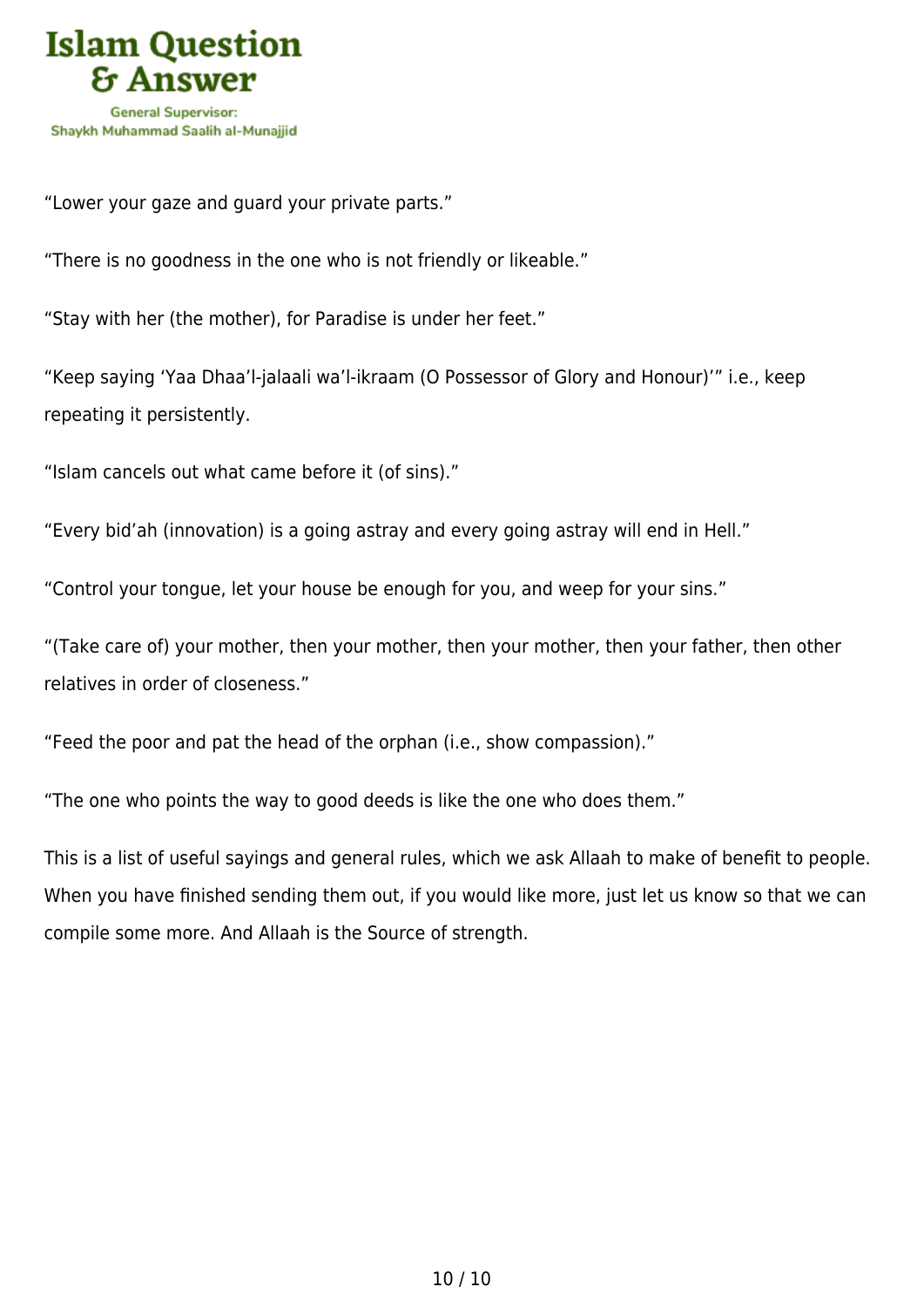“Lower your gaze and guard your private parts.”

“There is no goodness in the one who is not friendly or likeable.”

“Stay with her (the mother), for Paradise is under her feet.”

“Keep saying ‘Yaa Dhaa’l-jalaali wa’l-ikraam (O Possessor of Glory and Honour)’” i.e., keep repeating it persistently.

“Islam cancels out what came before it (of sins).”

“Every bid’ah (innovation) is a going astray and every going astray will end in Hell.”

“Control your tongue, let your house be enough for you, and weep for your sins.”

“(Take care of) your mother, then your mother, then your mother, then your father, then other relatives in order of closeness.”

“Feed the poor and pat the head of the orphan (i.e., show compassion).”

“The one who points the way to good deeds is like the one who does them.”

This is a list of useful sayings and general rules, which we ask Allaah to make of benefit to people. When you have finished sending them out, if you would like more, just let us know so that we can compile some more. And Allaah is the Source of strength.